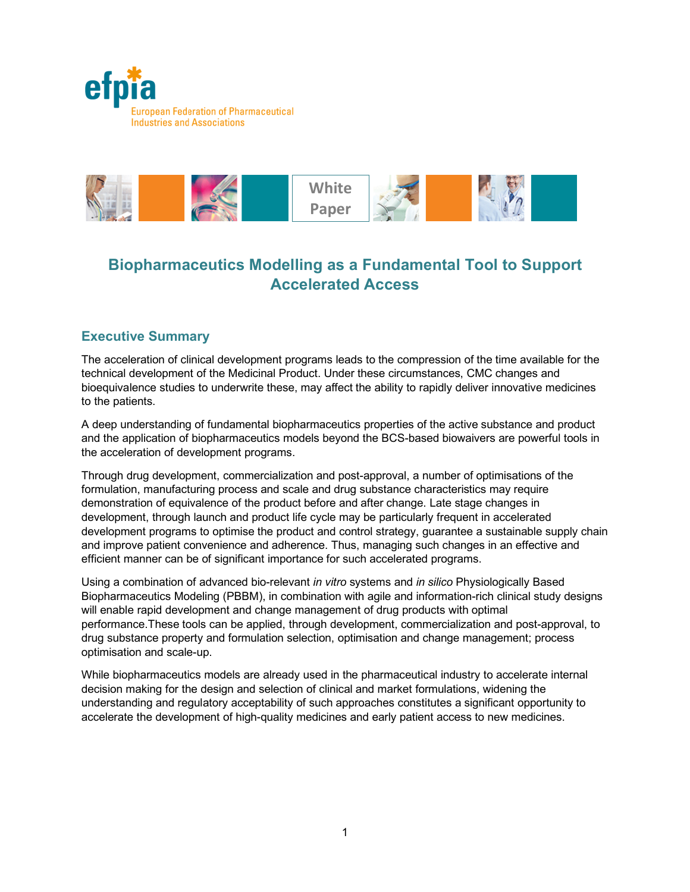efpia

European Federation of Pharmaceutical Industries and Associations

White Paper

# Biopharmaceutics Modelling as a Fundamental Tool to Support Accelerated Access

## Executive Summary

The acceleration of clinical development programs leads to the compression of the time available for the technical development of the Medicinal Product. Under these circumstances, CMC changes and bioequivalence studies to underwrite these, may affect the ability to rapidly deliver innovative medicines to the patients.

A deep understanding of fundamental biopharmaceutics properties of the active substance and product and the application of biopharmaceutics models beyond the BCS-based biowaivers are powerful tools in the acceleration of development programs.

Through drug development, commercialization and post-approval, a number of optimisations of the formulation, manufacturing process and scale and drug substance characteristics may require demonstration of equivalence of the product before and after change. Late stage changes in development, through launch and product life cycle may be particularly frequent in accelerated development programs to optimise the product and control strategy, guarantee a sustainable supply chain and improve patient convenience and adherence. Thus, managing such changes in an effective and efficient manner can be of significant importance for such accelerated programs.

Using a combination of advanced bio-relevant *in vitro* systems and *in silico* Physiologically Based Biopharmaceutics Modeling (PBBM), in combination with agile and information-rich clinical study designs will enable rapid development and change management of drug products with optimal performance.These tools can be applied, through development, commercialization and post-approval, to drug substance property and formulation selection, optimisation and change management; process optimisation and scale-up.

While biopharmaceutics models are already used in the pharmaceutical industry to accelerate internal decision making for the design and selection of clinical and market formulations, widening the understanding and regulatory acceptability of such approaches constitutes a significant opportunity to accelerate the development of high-quality medicines and early patient access to new medicines.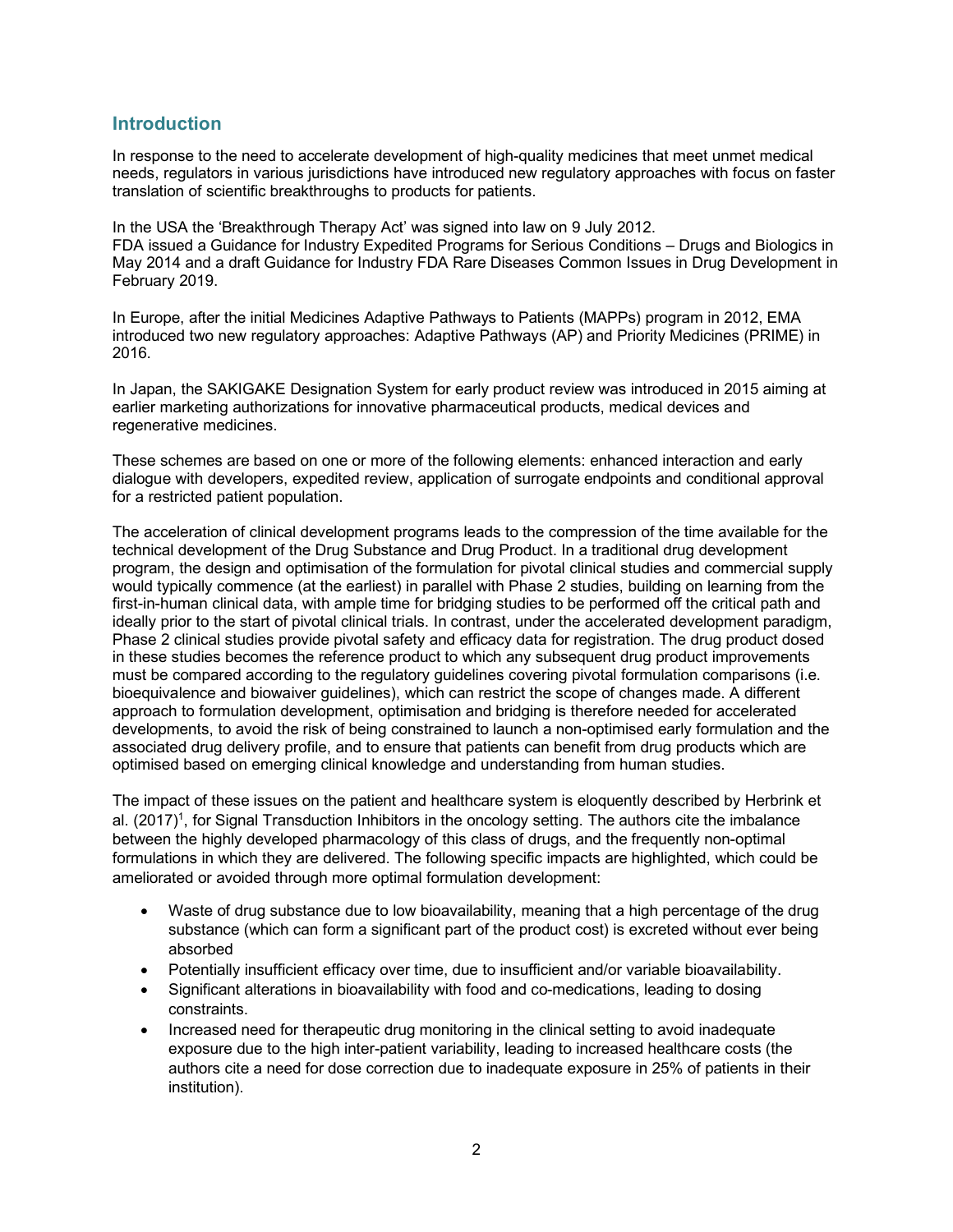## Introduction

In response to the need to accelerate development of high-quality medicines that meet unmet medical needs, regulators in various jurisdictions have introduced new regulatory approaches with focus on faster translation of scientific breakthroughs to products for patients.

In the USA the 'Breakthrough Therapy Act' was signed into law on 9 July 2012.
FDA issued a Guidance for Industry Expedited Programs for Serious Conditions – Drugs and Biologics in May 2014 and a draft Guidance for Industry FDA Rare Diseases Common Issues in Drug Development in February 2019.

In Europe, after the initial Medicines Adaptive Pathways to Patients (MAPPs) program in 2012, EMA introduced two new regulatory approaches: Adaptive Pathways (AP) and Priority Medicines (PRIME) in 2016.

In Japan, the SAKIGAKE Designation System for early product review was introduced in 2015 aiming at earlier marketing authorizations for innovative pharmaceutical products, medical devices and regenerative medicines.

These schemes are based on one or more of the following elements: enhanced interaction and early dialogue with developers, expedited review, application of surrogate endpoints and conditional approval for a restricted patient population.

The acceleration of clinical development programs leads to the compression of the time available for the technical development of the Drug Substance and Drug Product. In a traditional drug development program, the design and optimisation of the formulation for pivotal clinical studies and commercial supply would typically commence (at the earliest) in parallel with Phase 2 studies, building on learning from the first-in-human clinical data, with ample time for bridging studies to be performed off the critical path and ideally prior to the start of pivotal clinical trials. In contrast, under the accelerated development paradigm, Phase 2 clinical studies provide pivotal safety and efficacy data for registration. The drug product dosed in these studies becomes the reference product to which any subsequent drug product improvements must be compared according to the regulatory guidelines covering pivotal formulation comparisons (i.e. bioequivalence and biowaiver guidelines), which can restrict the scope of changes made. A different approach to formulation development, optimisation and bridging is therefore needed for accelerated developments, to avoid the risk of being constrained to launch a non-optimised early formulation and the associated drug delivery profile, and to ensure that patients can benefit from drug products which are optimised based on emerging clinical knowledge and understanding from human studies.

The impact of these issues on the patient and healthcare system is eloquently described by Herbrink et al. (2017)[1], for Signal Transduction Inhibitors in the oncology setting. The authors cite the imbalance between the highly developed pharmacology of this class of drugs, and the frequently non-optimal formulations in which they are delivered. The following specific impacts are highlighted, which could be ameliorated or avoided through more optimal formulation development:

- Waste of drug substance due to low bioavailability, meaning that a high percentage of the drug substance (which can form a significant part of the product cost) is excreted without ever being absorbed
- Potentially insufficient efficacy over time, due to insufficient and/or variable bioavailability.
- Significant alterations in bioavailability with food and co-medications, leading to dosing constraints.
- Increased need for therapeutic drug monitoring in the clinical setting to avoid inadequate exposure due to the high inter-patient variability, leading to increased healthcare costs (the authors cite a need for dose correction due to inadequate exposure in 25% of patients in their institution).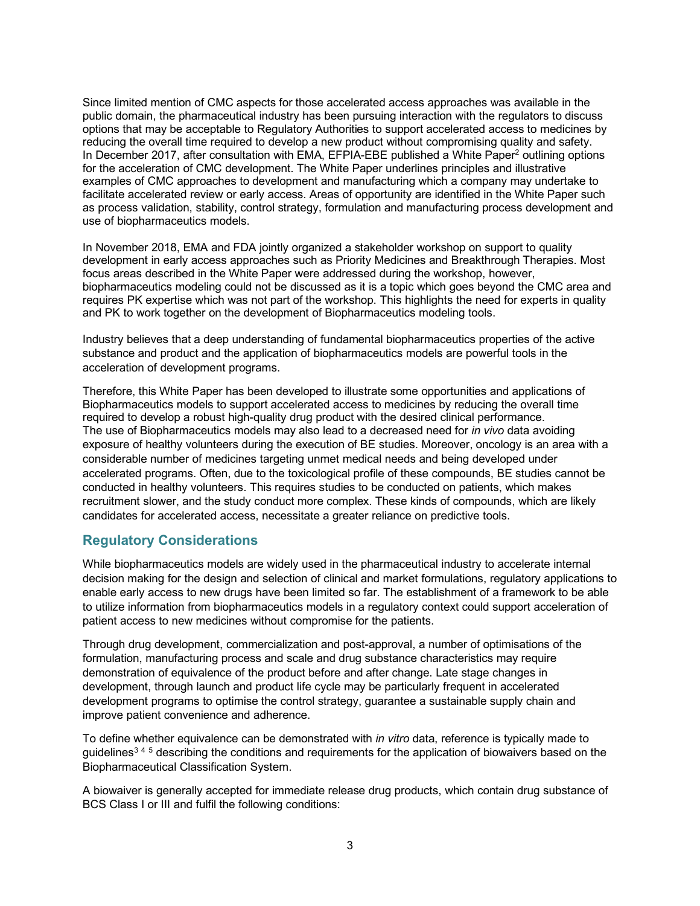Since limited mention of CMC aspects for those accelerated access approaches was available in the public domain, the pharmaceutical industry has been pursuing interaction with the regulators to discuss options that may be acceptable to Regulatory Authorities to support accelerated access to medicines by reducing the overall time required to develop a new product without compromising quality and safety. In December 2017, after consultation with EMA, EFPIA-EBE published a White Paper[2] outlining options for the acceleration of CMC development. The White Paper underlines principles and illustrative examples of CMC approaches to development and manufacturing which a company may undertake to facilitate accelerated review or early access. Areas of opportunity are identified in the White Paper such as process validation, stability, control strategy, formulation and manufacturing process development and use of biopharmaceutics models.

In November 2018, EMA and FDA jointly organized a stakeholder workshop on support to quality development in early access approaches such as Priority Medicines and Breakthrough Therapies. Most focus areas described in the White Paper were addressed during the workshop, however, biopharmaceutics modeling could not be discussed as it is a topic which goes beyond the CMC area and requires PK expertise which was not part of the workshop. This highlights the need for experts in quality and PK to work together on the development of Biopharmaceutics modeling tools.

Industry believes that a deep understanding of fundamental biopharmaceutics properties of the active substance and product and the application of biopharmaceutics models are powerful tools in the acceleration of development programs.

Therefore, this White Paper has been developed to illustrate some opportunities and applications of Biopharmaceutics models to support accelerated access to medicines by reducing the overall time required to develop a robust high-quality drug product with the desired clinical performance. The use of Biopharmaceutics models may also lead to a decreased need for *in vivo* data avoiding exposure of healthy volunteers during the execution of BE studies. Moreover, oncology is an area with a considerable number of medicines targeting unmet medical needs and being developed under accelerated programs. Often, due to the toxicological profile of these compounds, BE studies cannot be conducted in healthy volunteers. This requires studies to be conducted on patients, which makes recruitment slower, and the study conduct more complex. These kinds of compounds, which are likely candidates for accelerated access, necessitate a greater reliance on predictive tools.

## Regulatory Considerations

While biopharmaceutics models are widely used in the pharmaceutical industry to accelerate internal decision making for the design and selection of clinical and market formulations, regulatory applications to enable early access to new drugs have been limited so far. The establishment of a framework to be able to utilize information from biopharmaceutics models in a regulatory context could support acceleration of patient access to new medicines without compromise for the patients.

Through drug development, commercialization and post-approval, a number of optimisations of the formulation, manufacturing process and scale and drug substance characteristics may require demonstration of equivalence of the product before and after change. Late stage changes in development, through launch and product life cycle may be particularly frequent in accelerated development programs to optimise the control strategy, guarantee a sustainable supply chain and improve patient convenience and adherence.

To define whether equivalence can be demonstrated with *in vitro* data, reference is typically made to guidelines[3] [4] [5] describing the conditions and requirements for the application of biowaivers based on the Biopharmaceutical Classification System.

A biowaiver is generally accepted for immediate release drug products, which contain drug substance of BCS Class I or III and fulfil the following conditions: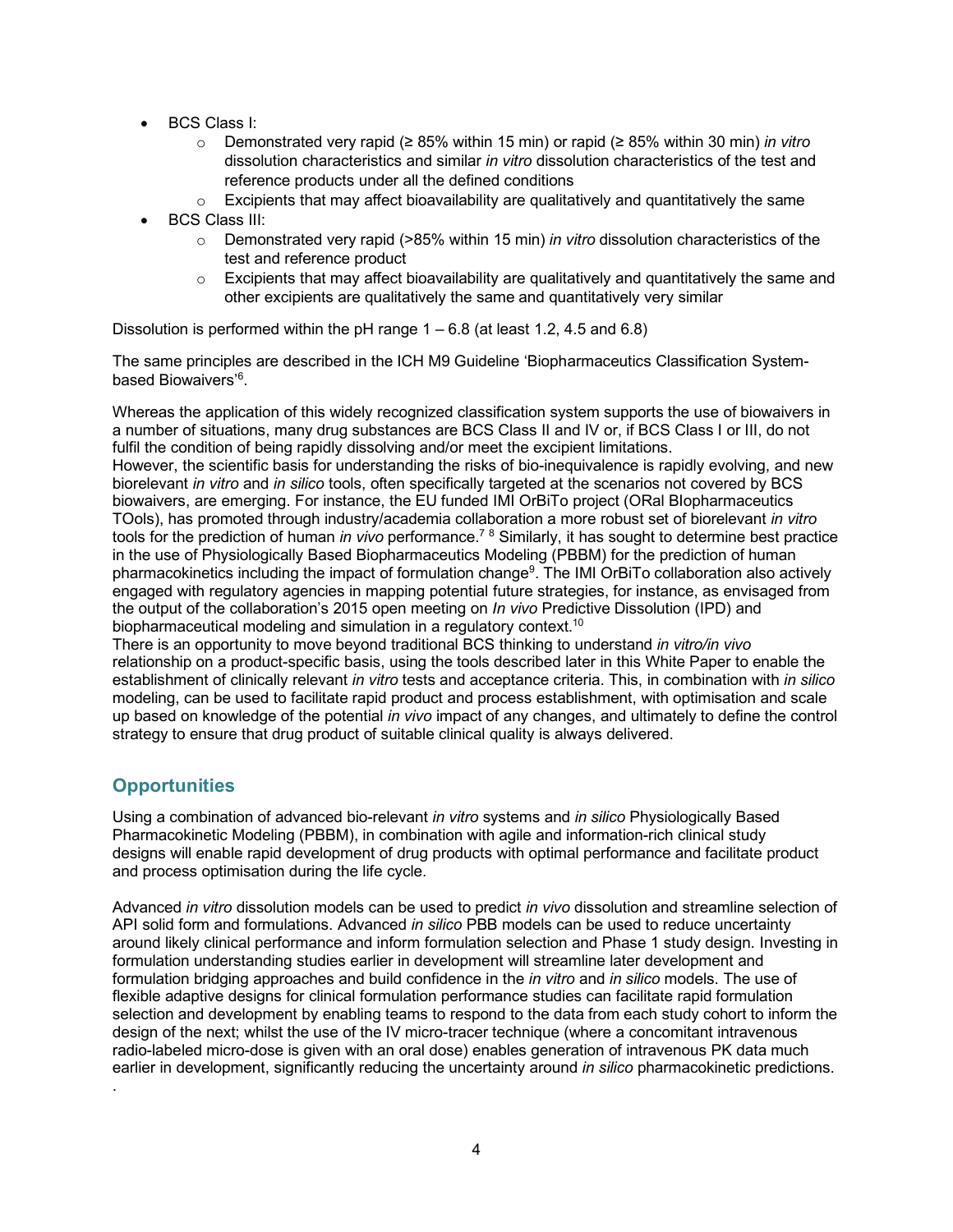- BCS Class I:
    - Demonstrated very rapid (≥ 85% within 15 min) or rapid (≥ 85% within 30 min) *in vitro* dissolution characteristics and similar *in vitro* dissolution characteristics of the test and reference products under all the defined conditions
    - Excipients that may affect bioavailability are qualitatively and quantitatively the same
- BCS Class III:
    - Demonstrated very rapid (>85% within 15 min) *in vitro* dissolution characteristics of the test and reference product
    - Excipients that may affect bioavailability are qualitatively and quantitatively the same and other excipients are qualitatively the same and quantitatively very similar

Dissolution is performed within the pH range 1 – 6.8 (at least 1.2, 4.5 and 6.8)

The same principles are described in the ICH M9 Guideline 'Biopharmaceutics Classification System-based Biowaivers'[6].

Whereas the application of this widely recognized classification system supports the use of biowaivers in a number of situations, many drug substances are BCS Class II and IV or, if BCS Class I or III, do not fulfil the condition of being rapidly dissolving and/or meet the excipient limitations.
However, the scientific basis for understanding the risks of bio-inequivalence is rapidly evolving, and new biorelevant *in vitro* and *in silico* tools, often specifically targeted at the scenarios not covered by BCS biowaivers, are emerging. For instance, the EU funded IMI OrBiTo project (ORal BIopharmaceutics TOols), has promoted through industry/academia collaboration a more robust set of biorelevant *in vitro* tools for the prediction of human *in vivo* performance.[7] [8] Similarly, it has sought to determine best practice in the use of Physiologically Based Biopharmaceutics Modeling (PBBM) for the prediction of human pharmacokinetics including the impact of formulation change[9]. The IMI OrBiTo collaboration also actively engaged with regulatory agencies in mapping potential future strategies, for instance, as envisaged from the output of the collaboration's 2015 open meeting on *In vivo* Predictive Dissolution (IPD) and biopharmaceutical modeling and simulation in a regulatory context.[10]
There is an opportunity to move beyond traditional BCS thinking to understand *in vitro/in vivo* relationship on a product-specific basis, using the tools described later in this White Paper to enable the establishment of clinically relevant *in vitro* tests and acceptance criteria. This, in combination with *in silico* modeling, can be used to facilitate rapid product and process establishment, with optimisation and scale up based on knowledge of the potential *in vivo* impact of any changes, and ultimately to define the control strategy to ensure that drug product of suitable clinical quality is always delivered.

## Opportunities

Using a combination of advanced bio-relevant *in vitro* systems and *in silico* Physiologically Based Pharmacokinetic Modeling (PBBM), in combination with agile and information-rich clinical study designs will enable rapid development of drug products with optimal performance and facilitate product and process optimisation during the life cycle.

Advanced *in vitro* dissolution models can be used to predict *in vivo* dissolution and streamline selection of API solid form and formulations. Advanced *in silico* PBB models can be used to reduce uncertainty around likely clinical performance and inform formulation selection and Phase 1 study design. Investing in formulation understanding studies earlier in development will streamline later development and formulation bridging approaches and build confidence in the *in vitro* and *in silico* models. The use of flexible adaptive designs for clinical formulation performance studies can facilitate rapid formulation selection and development by enabling teams to respond to the data from each study cohort to inform the design of the next; whilst the use of the IV micro-tracer technique (where a concomitant intravenous radio-labeled micro-dose is given with an oral dose) enables generation of intravenous PK data much earlier in development, significantly reducing the uncertainty around *in silico* pharmacokinetic predictions.
.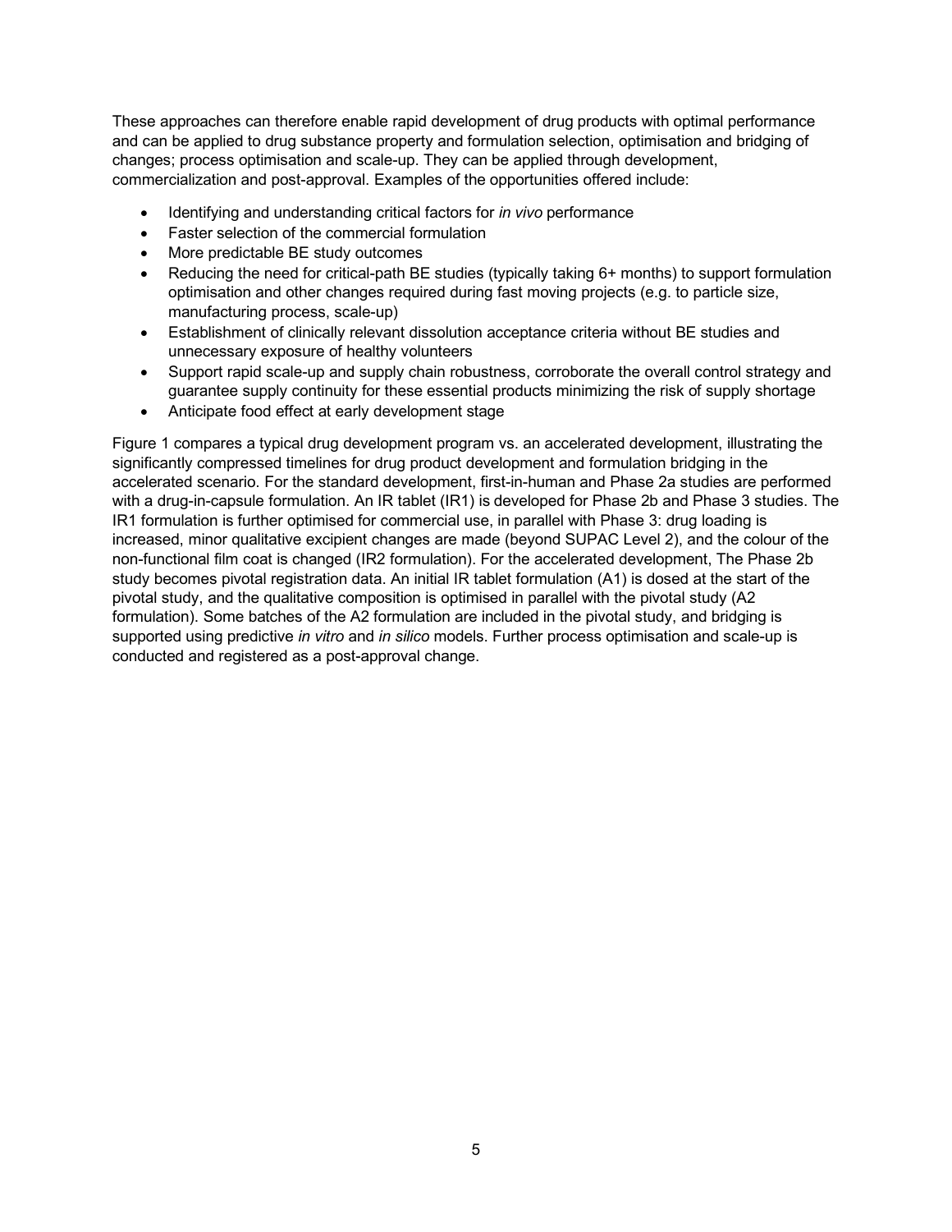These approaches can therefore enable rapid development of drug products with optimal performance and can be applied to drug substance property and formulation selection, optimisation and bridging of changes; process optimisation and scale-up. They can be applied through development, commercialization and post-approval. Examples of the opportunities offered include:

- Identifying and understanding critical factors for *in vivo* performance
- Faster selection of the commercial formulation
- More predictable BE study outcomes
- Reducing the need for critical-path BE studies (typically taking 6+ months) to support formulation optimisation and other changes required during fast moving projects (e.g. to particle size, manufacturing process, scale-up)
- Establishment of clinically relevant dissolution acceptance criteria without BE studies and unnecessary exposure of healthy volunteers
- Support rapid scale-up and supply chain robustness, corroborate the overall control strategy and guarantee supply continuity for these essential products minimizing the risk of supply shortage
- Anticipate food effect at early development stage

Figure 1 compares a typical drug development program vs. an accelerated development, illustrating the significantly compressed timelines for drug product development and formulation bridging in the accelerated scenario. For the standard development, first-in-human and Phase 2a studies are performed with a drug-in-capsule formulation. An IR tablet (IR1) is developed for Phase 2b and Phase 3 studies. The IR1 formulation is further optimised for commercial use, in parallel with Phase 3: drug loading is increased, minor qualitative excipient changes are made (beyond SUPAC Level 2), and the colour of the non-functional film coat is changed (IR2 formulation). For the accelerated development, The Phase 2b study becomes pivotal registration data. An initial IR tablet formulation (A1) is dosed at the start of the pivotal study, and the qualitative composition is optimised in parallel with the pivotal study (A2 formulation). Some batches of the A2 formulation are included in the pivotal study, and bridging is supported using predictive *in vitro* and *in silico* models. Further process optimisation and scale-up is conducted and registered as a post-approval change.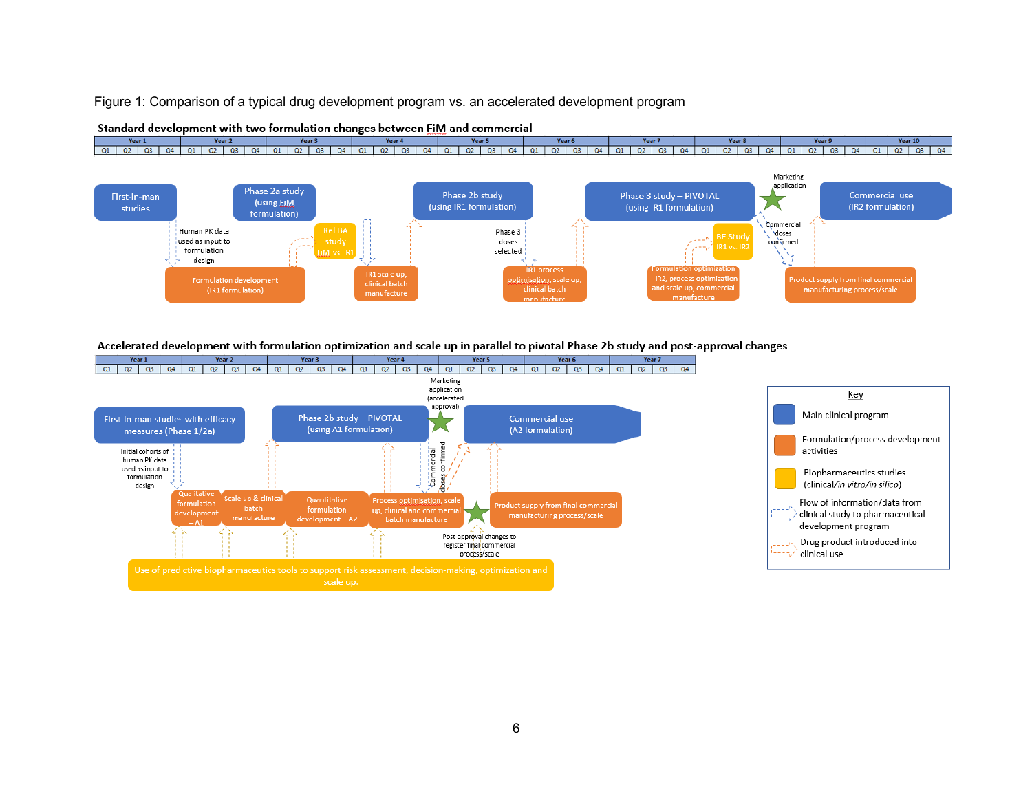Figure 1: Comparison of a typical drug development program vs. an accelerated development program

**Standard development with two formulation changes between FiM and commercial**

Year 1 – Year 10 (Q1–Q4 each)

- First-in-man studies
- Human PK data used as input to formulation design
- Formulation development (IR1 formulation)
- Phase 2a study (using FiM formulation)
- Rel BA study FiM vs. IR1
- IR1 scale up, clinical batch manufacture
- Phase 2b study (using IR1 formulation)
- Phase 3 doses selected
- IR1 process optimisation, scale up, clinical batch manufacture
- Phase 3 study – PIVOTAL (using IR1 formulation)
- BE Study IR1 vs. IR2
- Formulation optimization – IR2, process optimization and scale up, commercial manufacture
- Marketing application
- Commercial doses confirmed
- Commercial use (IR2 formulation)
- Product supply from final commercial manufacturing process/scale

**Accelerated development with formulation optimization and scale up in parallel to pivotal Phase 2b study and post-approval changes**

Year 1 – Year 7 (Q1–Q4 each)

- First-in-man studies with efficacy measures (Phase 1/2a)
- Initial cohorts of human PK data used as input to formulation design
- Qualitative formulation development – A1
- Scale up & clinical batch manufacture
- Phase 2b study – PIVOTAL (using A1 formulation)
- Quantitative formulation development – A2
- Process optimisation, scale up, clinical and commercial batch manufacture
- Commercial doses confirmed
- Marketing application (accelerated approval)
- Post-approval changes to register final commercial process/scale
- Commercial use (A2 formulation)
- Product supply from final commercial manufacturing process/scale
- Use of predictive biopharmaceutics tools to support risk assessment, decision-making, optimization and scale up.

**Key**

- Main clinical program
- Formulation/process development activities
- Biopharmaceutics studies (clinical/*in vitro*/*in silico*)
- Flow of information/data from clinical study to pharmaceutical development program
- Drug product introduced into clinical use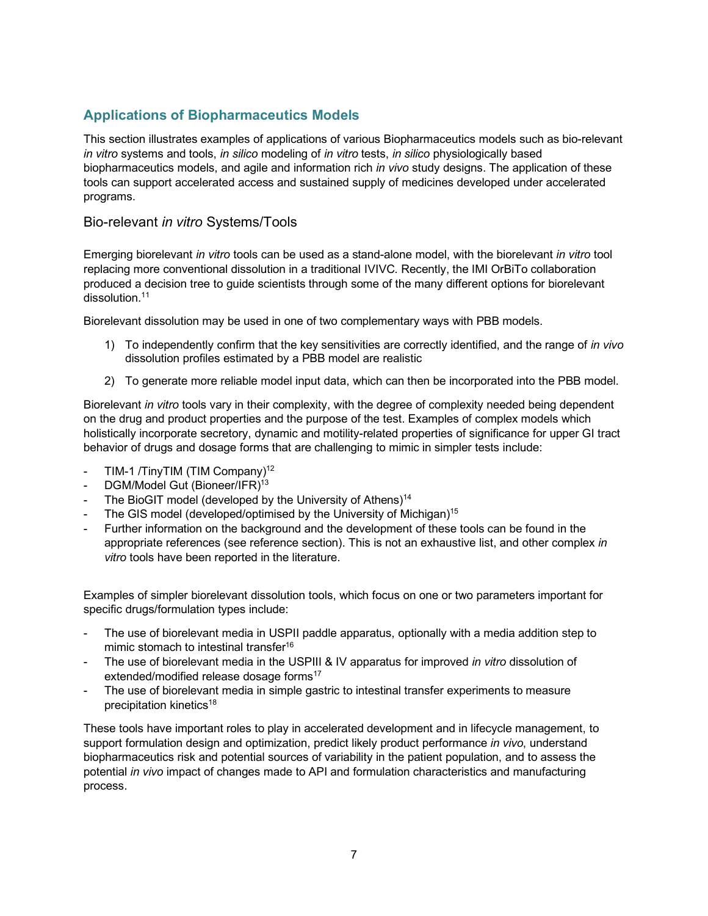## Applications of Biopharmaceutics Models

This section illustrates examples of applications of various Biopharmaceutics models such as bio-relevant *in vitro* systems and tools, *in silico* modeling of *in vitro* tests, *in silico* physiologically based biopharmaceutics models, and agile and information rich *in vivo* study designs. The application of these tools can support accelerated access and sustained supply of medicines developed under accelerated programs.

### Bio-relevant *in vitro* Systems/Tools

Emerging biorelevant *in vitro* tools can be used as a stand-alone model, with the biorelevant *in vitro* tool replacing more conventional dissolution in a traditional IVIVC. Recently, the IMI OrBiTo collaboration produced a decision tree to guide scientists through some of the many different options for biorelevant dissolution.[11]

Biorelevant dissolution may be used in one of two complementary ways with PBB models.

1) To independently confirm that the key sensitivities are correctly identified, and the range of *in vivo* dissolution profiles estimated by a PBB model are realistic
2) To generate more reliable model input data, which can then be incorporated into the PBB model.

Biorelevant *in vitro* tools vary in their complexity, with the degree of complexity needed being dependent on the drug and product properties and the purpose of the test. Examples of complex models which holistically incorporate secretory, dynamic and motility-related properties of significance for upper GI tract behavior of drugs and dosage forms that are challenging to mimic in simpler tests include:

- TIM-1 /TinyTIM (TIM Company)[12]
- DGM/Model Gut (Bioneer/IFR)[13]
- The BioGIT model (developed by the University of Athens)[14]
- The GIS model (developed/optimised by the University of Michigan)[15]
- Further information on the background and the development of these tools can be found in the appropriate references (see reference section). This is not an exhaustive list, and other complex *in vitro* tools have been reported in the literature.

Examples of simpler biorelevant dissolution tools, which focus on one or two parameters important for specific drugs/formulation types include:

- The use of biorelevant media in USPII paddle apparatus, optionally with a media addition step to mimic stomach to intestinal transfer[16]
- The use of biorelevant media in the USPIII & IV apparatus for improved *in vitro* dissolution of extended/modified release dosage forms[17]
- The use of biorelevant media in simple gastric to intestinal transfer experiments to measure precipitation kinetics[18]

These tools have important roles to play in accelerated development and in lifecycle management, to support formulation design and optimization, predict likely product performance *in vivo*, understand biopharmaceutics risk and potential sources of variability in the patient population, and to assess the potential *in vivo* impact of changes made to API and formulation characteristics and manufacturing process.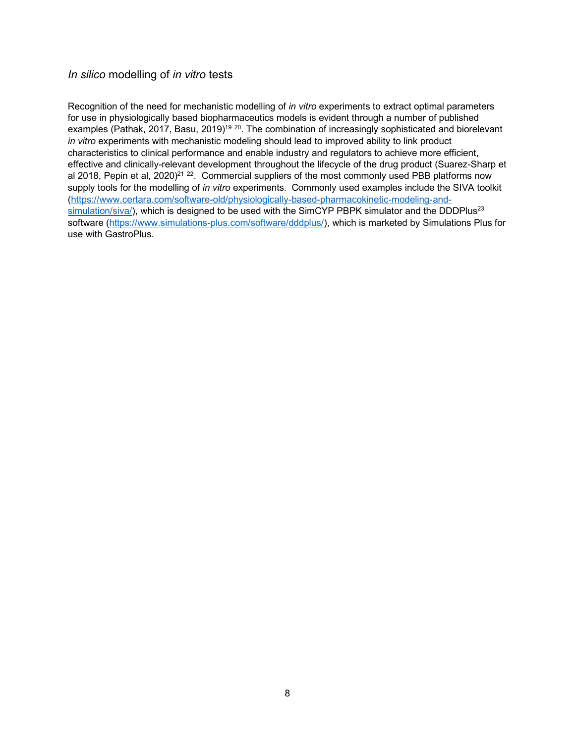## *In silico* modelling of *in vitro* tests

Recognition of the need for mechanistic modelling of *in vitro* experiments to extract optimal parameters for use in physiologically based biopharmaceutics models is evident through a number of published examples (Pathak, 2017, Basu, 2019)[19 20]. The combination of increasingly sophisticated and biorelevant *in vitro* experiments with mechanistic modeling should lead to improved ability to link product characteristics to clinical performance and enable industry and regulators to achieve more efficient, effective and clinically-relevant development throughout the lifecycle of the drug product (Suarez-Sharp et al 2018, Pepin et al, 2020)[21 22]. Commercial suppliers of the most commonly used PBB platforms now supply tools for the modelling of *in vitro* experiments. Commonly used examples include the SIVA toolkit (https://www.certara.com/software-old/physiologically-based-pharmacokinetic-modeling-and-simulation/siva/), which is designed to be used with the SimCYP PBPK simulator and the DDDPlus[23] software (https://www.simulations-plus.com/software/dddplus/), which is marketed by Simulations Plus for use with GastroPlus.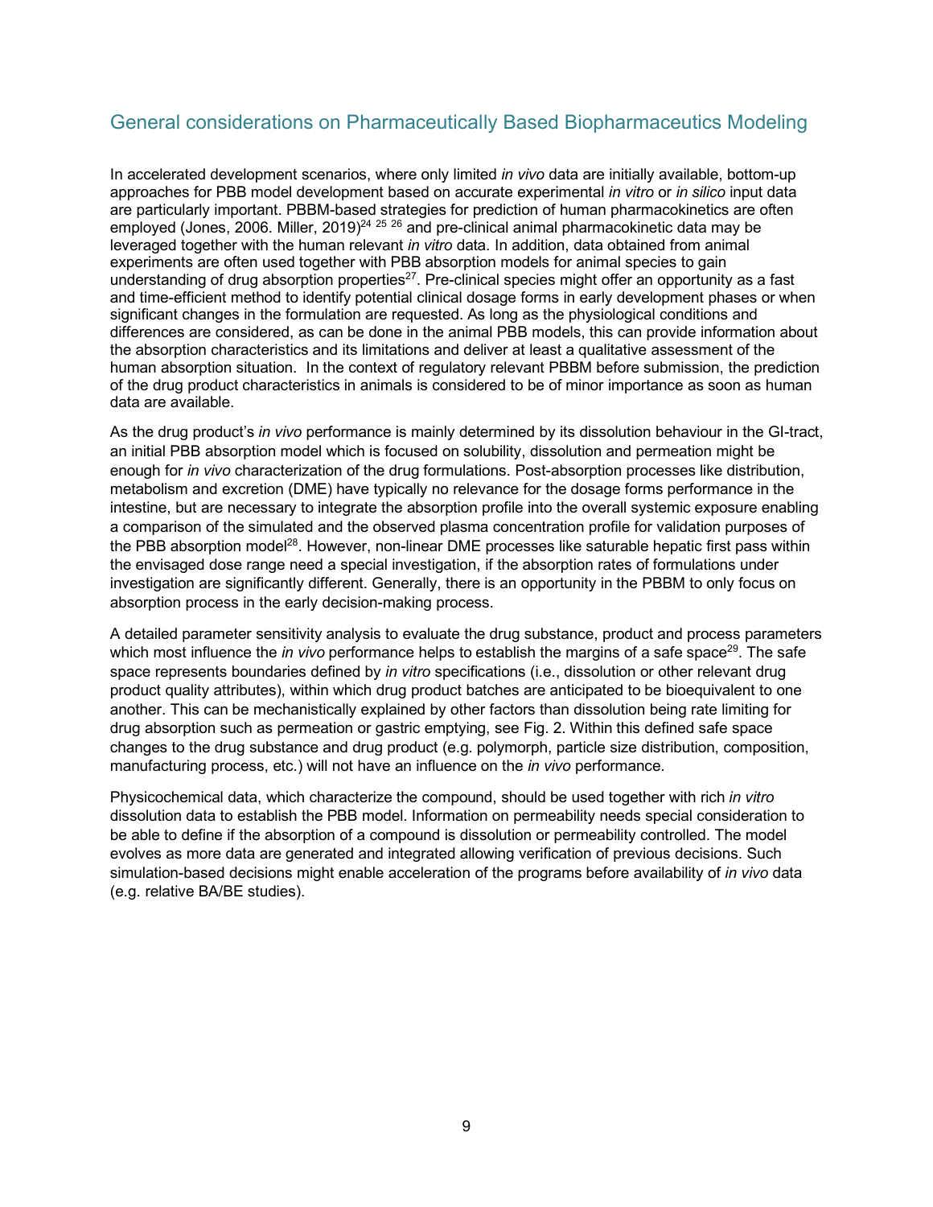## General considerations on Pharmaceutically Based Biopharmaceutics Modeling

In accelerated development scenarios, where only limited *in vivo* data are initially available, bottom-up approaches for PBB model development based on accurate experimental *in vitro* or *in silico* input data are particularly important. PBBM-based strategies for prediction of human pharmacokinetics are often employed (Jones, 2006. Miller, 2019)[24 25 26] and pre-clinical animal pharmacokinetic data may be leveraged together with the human relevant *in vitro* data. In addition, data obtained from animal experiments are often used together with PBB absorption models for animal species to gain understanding of drug absorption properties[27]. Pre-clinical species might offer an opportunity as a fast and time-efficient method to identify potential clinical dosage forms in early development phases or when significant changes in the formulation are requested. As long as the physiological conditions and differences are considered, as can be done in the animal PBB models, this can provide information about the absorption characteristics and its limitations and deliver at least a qualitative assessment of the human absorption situation. In the context of regulatory relevant PBBM before submission, the prediction of the drug product characteristics in animals is considered to be of minor importance as soon as human data are available.

As the drug product's *in vivo* performance is mainly determined by its dissolution behaviour in the GI-tract, an initial PBB absorption model which is focused on solubility, dissolution and permeation might be enough for *in vivo* characterization of the drug formulations. Post-absorption processes like distribution, metabolism and excretion (DME) have typically no relevance for the dosage forms performance in the intestine, but are necessary to integrate the absorption profile into the overall systemic exposure enabling a comparison of the simulated and the observed plasma concentration profile for validation purposes of the PBB absorption model[28]. However, non-linear DME processes like saturable hepatic first pass within the envisaged dose range need a special investigation, if the absorption rates of formulations under investigation are significantly different. Generally, there is an opportunity in the PBBM to only focus on absorption process in the early decision-making process.

A detailed parameter sensitivity analysis to evaluate the drug substance, product and process parameters which most influence the *in vivo* performance helps to establish the margins of a safe space[29]. The safe space represents boundaries defined by *in vitro* specifications (i.e., dissolution or other relevant drug product quality attributes), within which drug product batches are anticipated to be bioequivalent to one another. This can be mechanistically explained by other factors than dissolution being rate limiting for drug absorption such as permeation or gastric emptying, see Fig. 2. Within this defined safe space changes to the drug substance and drug product (e.g. polymorph, particle size distribution, composition, manufacturing process, etc.) will not have an influence on the *in vivo* performance.

Physicochemical data, which characterize the compound, should be used together with rich *in vitro* dissolution data to establish the PBB model. Information on permeability needs special consideration to be able to define if the absorption of a compound is dissolution or permeability controlled. The model evolves as more data are generated and integrated allowing verification of previous decisions. Such simulation-based decisions might enable acceleration of the programs before availability of *in vivo* data (e.g. relative BA/BE studies).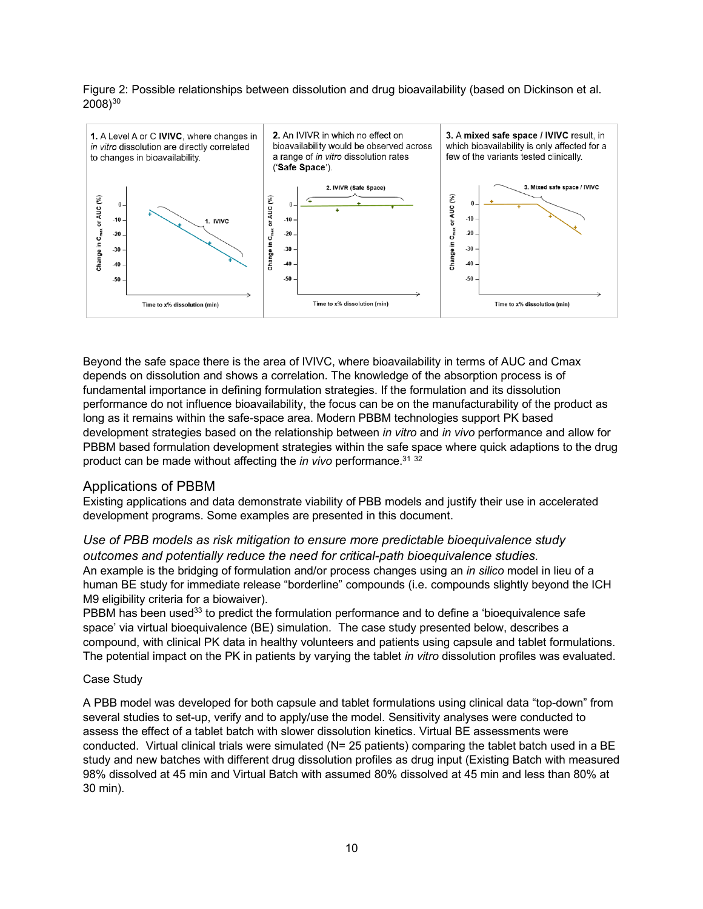Figure 2: Possible relationships between dissolution and drug bioavailability (based on Dickinson et al. 2008)[30]

1. A Level A or C **IVIVC**, where changes in *in vitro* dissolution are directly correlated to changes in bioavailability.

2. An IVIVR in which no effect on bioavailability would be observed across a range of *in vitro* dissolution rates ('**Safe Space**').

3. A **mixed safe space / IVIVC** result, in which bioavailability is only affected for a few of the variants tested clinically.

Beyond the safe space there is the area of IVIVC, where bioavailability in terms of AUC and Cmax depends on dissolution and shows a correlation. The knowledge of the absorption process is of fundamental importance in defining formulation strategies. If the formulation and its dissolution performance do not influence bioavailability, the focus can be on the manufacturability of the product as long as it remains within the safe-space area. Modern PBBM technologies support PK based development strategies based on the relationship between *in vitro* and *in vivo* performance and allow for PBBM based formulation development strategies within the safe space where quick adaptions to the drug product can be made without affecting the *in vivo* performance.[31 32]

## Applications of PBBM

Existing applications and data demonstrate viability of PBB models and justify their use in accelerated development programs. Some examples are presented in this document.

### *Use of PBB models as risk mitigation to ensure more predictable bioequivalence study outcomes and potentially reduce the need for critical-path bioequivalence studies.*

An example is the bridging of formulation and/or process changes using an *in silico* model in lieu of a human BE study for immediate release "borderline" compounds (i.e. compounds slightly beyond the ICH M9 eligibility criteria for a biowaiver).

PBBM has been used[33] to predict the formulation performance and to define a 'bioequivalence safe space' via virtual bioequivalence (BE) simulation. The case study presented below, describes a compound, with clinical PK data in healthy volunteers and patients using capsule and tablet formulations. The potential impact on the PK in patients by varying the tablet *in vitro* dissolution profiles was evaluated.

Case Study

A PBB model was developed for both capsule and tablet formulations using clinical data "top-down" from several studies to set-up, verify and to apply/use the model. Sensitivity analyses were conducted to assess the effect of a tablet batch with slower dissolution kinetics. Virtual BE assessments were conducted. Virtual clinical trials were simulated (N= 25 patients) comparing the tablet batch used in a BE study and new batches with different drug dissolution profiles as drug input (Existing Batch with measured 98% dissolved at 45 min and Virtual Batch with assumed 80% dissolved at 45 min and less than 80% at 30 min).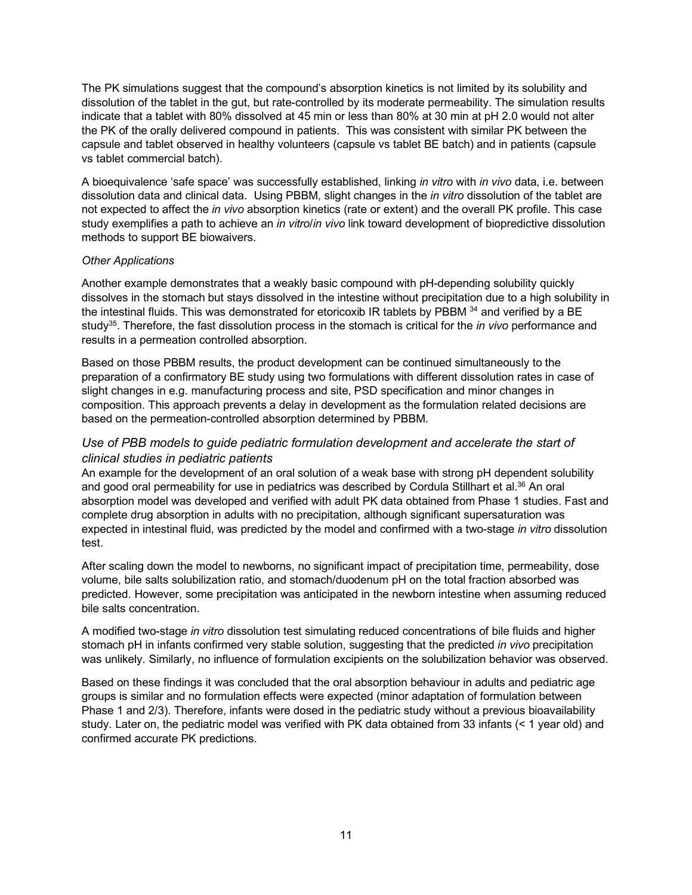The PK simulations suggest that the compound's absorption kinetics is not limited by its solubility and dissolution of the tablet in the gut, but rate-controlled by its moderate permeability. The simulation results indicate that a tablet with 80% dissolved at 45 min or less than 80% at 30 min at pH 2.0 would not alter the PK of the orally delivered compound in patients. This was consistent with similar PK between the capsule and tablet observed in healthy volunteers (capsule vs tablet BE batch) and in patients (capsule vs tablet commercial batch).

A bioequivalence 'safe space' was successfully established, linking *in vitro* with *in vivo* data, i.e. between dissolution data and clinical data. Using PBBM, slight changes in the *in vitro* dissolution of the tablet are not expected to affect the *in vivo* absorption kinetics (rate or extent) and the overall PK profile. This case study exemplifies a path to achieve an *in vitro*/*in vivo* link toward development of biopredictive dissolution methods to support BE biowaivers.

*Other Applications*

Another example demonstrates that a weakly basic compound with pH-depending solubility quickly dissolves in the stomach but stays dissolved in the intestine without precipitation due to a high solubility in the intestinal fluids. This was demonstrated for etoricoxib IR tablets by PBBM [34] and verified by a BE study[35]. Therefore, the fast dissolution process in the stomach is critical for the *in vivo* performance and results in a permeation controlled absorption.

Based on those PBBM results, the product development can be continued simultaneously to the preparation of a confirmatory BE study using two formulations with different dissolution rates in case of slight changes in e.g. manufacturing process and site, PSD specification and minor changes in composition. This approach prevents a delay in development as the formulation related decisions are based on the permeation-controlled absorption determined by PBBM.

### *Use of PBB models to guide pediatric formulation development and accelerate the start of clinical studies in pediatric patients*

An example for the development of an oral solution of a weak base with strong pH dependent solubility and good oral permeability for use in pediatrics was described by Cordula Stillhart et al.[36] An oral absorption model was developed and verified with adult PK data obtained from Phase 1 studies. Fast and complete drug absorption in adults with no precipitation, although significant supersaturation was expected in intestinal fluid, was predicted by the model and confirmed with a two-stage *in vitro* dissolution test.

After scaling down the model to newborns, no significant impact of precipitation time, permeability, dose volume, bile salts solubilization ratio, and stomach/duodenum pH on the total fraction absorbed was predicted. However, some precipitation was anticipated in the newborn intestine when assuming reduced bile salts concentration.

A modified two-stage *in vitro* dissolution test simulating reduced concentrations of bile fluids and higher stomach pH in infants confirmed very stable solution, suggesting that the predicted *in vivo* precipitation was unlikely. Similarly, no influence of formulation excipients on the solubilization behavior was observed.

Based on these findings it was concluded that the oral absorption behaviour in adults and pediatric age groups is similar and no formulation effects were expected (minor adaptation of formulation between Phase 1 and 2/3). Therefore, infants were dosed in the pediatric study without a previous bioavailability study. Later on, the pediatric model was verified with PK data obtained from 33 infants (< 1 year old) and confirmed accurate PK predictions.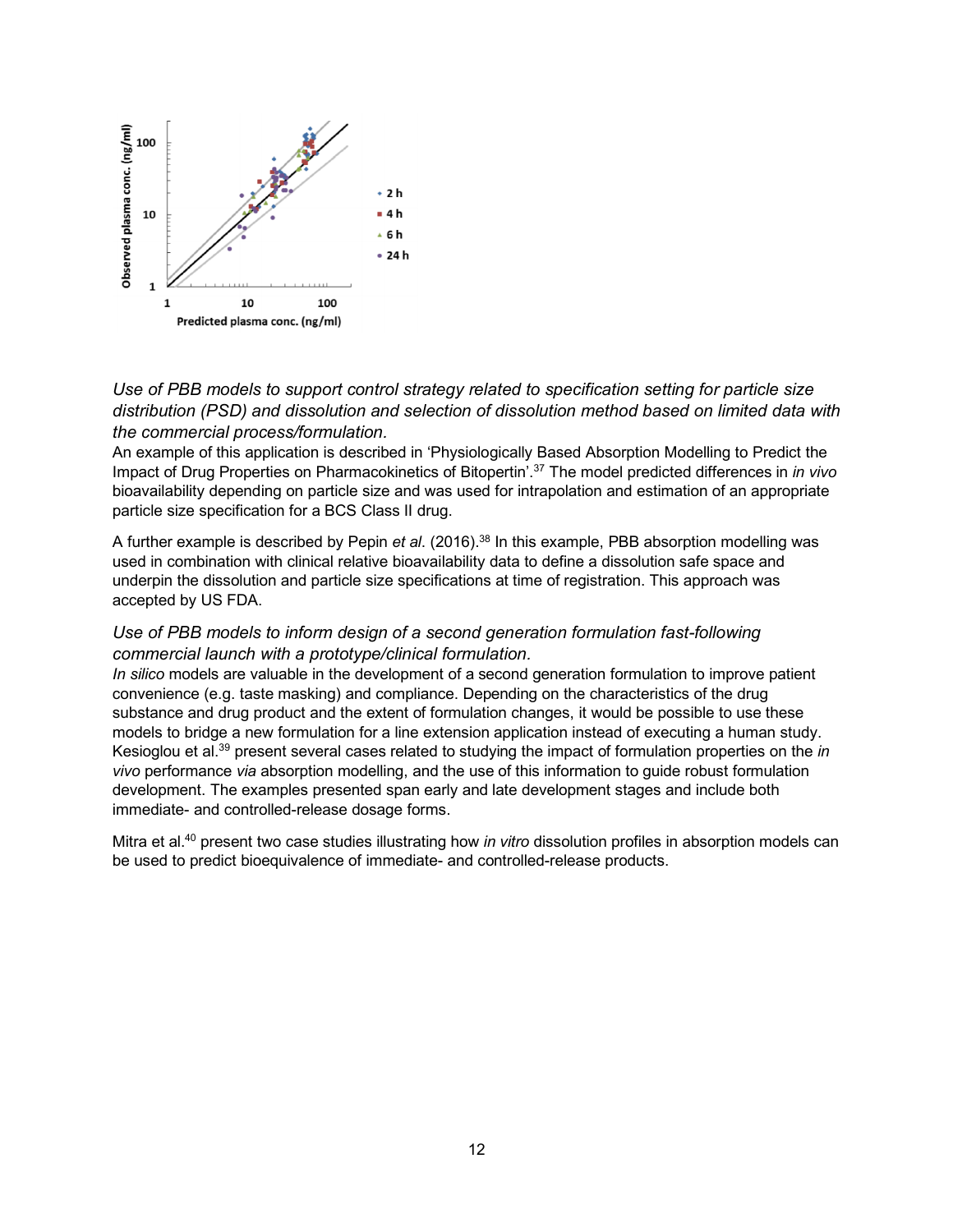*Use of PBB models to support control strategy related to specification setting for particle size distribution (PSD) and dissolution and selection of dissolution method based on limited data with the commercial process/formulation.*

An example of this application is described in 'Physiologically Based Absorption Modelling to Predict the Impact of Drug Properties on Pharmacokinetics of Bitopertin'.[37] The model predicted differences in *in vivo* bioavailability depending on particle size and was used for intrapolation and estimation of an appropriate particle size specification for a BCS Class II drug.

A further example is described by Pepin *et al*. (2016).[38] In this example, PBB absorption modelling was used in combination with clinical relative bioavailability data to define a dissolution safe space and underpin the dissolution and particle size specifications at time of registration. This approach was accepted by US FDA.

*Use of PBB models to inform design of a second generation formulation fast-following commercial launch with a prototype/clinical formulation.*

*In silico* models are valuable in the development of a second generation formulation to improve patient convenience (e.g. taste masking) and compliance. Depending on the characteristics of the drug substance and drug product and the extent of formulation changes, it would be possible to use these models to bridge a new formulation for a line extension application instead of executing a human study. Kesioglou et al.[39] present several cases related to studying the impact of formulation properties on the *in vivo* performance *via* absorption modelling, and the use of this information to guide robust formulation development. The examples presented span early and late development stages and include both immediate- and controlled-release dosage forms.

Mitra et al.[40] present two case studies illustrating how *in vitro* dissolution profiles in absorption models can be used to predict bioequivalence of immediate- and controlled-release products.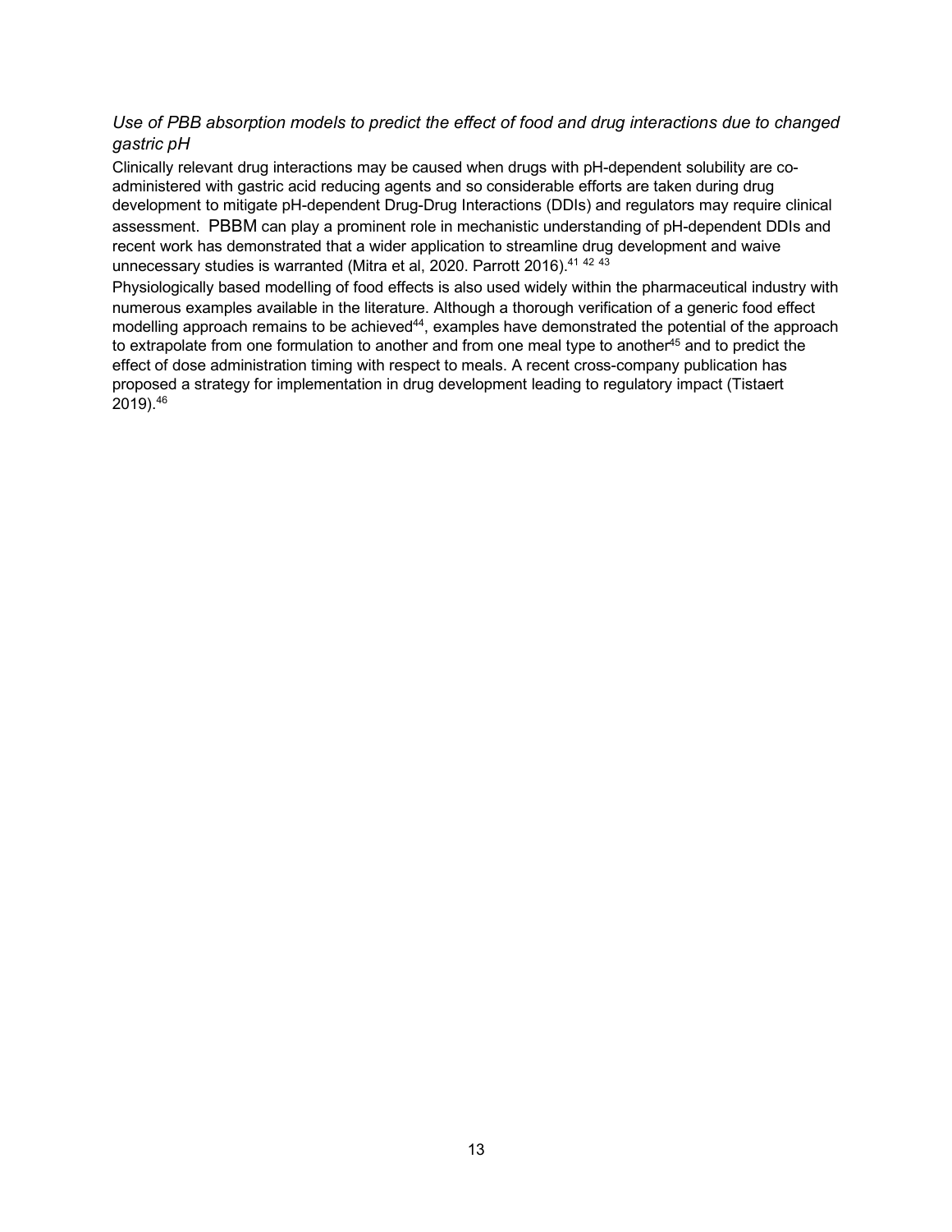*Use of PBB absorption models to predict the effect of food and drug interactions due to changed gastric pH*

Clinically relevant drug interactions may be caused when drugs with pH-dependent solubility are co-administered with gastric acid reducing agents and so considerable efforts are taken during drug development to mitigate pH-dependent Drug-Drug Interactions (DDIs) and regulators may require clinical assessment. PBBM can play a prominent role in mechanistic understanding of pH-dependent DDIs and recent work has demonstrated that a wider application to streamline drug development and waive unnecessary studies is warranted (Mitra et al, 2020. Parrott 2016).[41 42 43]

Physiologically based modelling of food effects is also used widely within the pharmaceutical industry with numerous examples available in the literature. Although a thorough verification of a generic food effect modelling approach remains to be achieved[44], examples have demonstrated the potential of the approach to extrapolate from one formulation to another and from one meal type to another[45] and to predict the effect of dose administration timing with respect to meals. A recent cross-company publication has proposed a strategy for implementation in drug development leading to regulatory impact (Tistaert 2019).[46]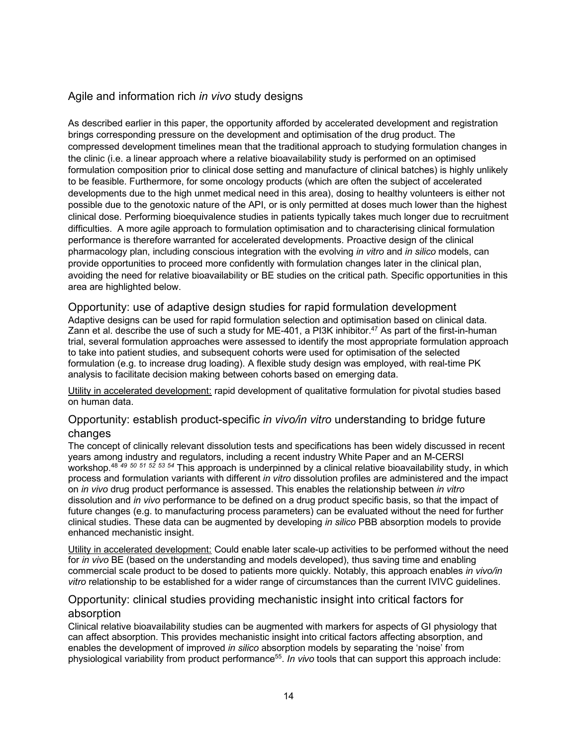## Agile and information rich *in vivo* study designs

As described earlier in this paper, the opportunity afforded by accelerated development and registration brings corresponding pressure on the development and optimisation of the drug product. The compressed development timelines mean that the traditional approach to studying formulation changes in the clinic (i.e. a linear approach where a relative bioavailability study is performed on an optimised formulation composition prior to clinical dose setting and manufacture of clinical batches) is highly unlikely to be feasible. Furthermore, for some oncology products (which are often the subject of accelerated developments due to the high unmet medical need in this area), dosing to healthy volunteers is either not possible due to the genotoxic nature of the API, or is only permitted at doses much lower than the highest clinical dose. Performing bioequivalence studies in patients typically takes much longer due to recruitment difficulties. A more agile approach to formulation optimisation and to characterising clinical formulation performance is therefore warranted for accelerated developments. Proactive design of the clinical pharmacology plan, including conscious integration with the evolving *in vitro* and *in silico* models, can provide opportunities to proceed more confidently with formulation changes later in the clinical plan, avoiding the need for relative bioavailability or BE studies on the critical path. Specific opportunities in this area are highlighted below.

### Opportunity: use of adaptive design studies for rapid formulation development

Adaptive designs can be used for rapid formulation selection and optimisation based on clinical data. Zann et al. describe the use of such a study for ME-401, a PI3K inhibitor.[47] As part of the first-in-human trial, several formulation approaches were assessed to identify the most appropriate formulation approach to take into patient studies, and subsequent cohorts were used for optimisation of the selected formulation (e.g. to increase drug loading). A flexible study design was employed, with real-time PK analysis to facilitate decision making between cohorts based on emerging data.

<u>Utility in accelerated development:</u> rapid development of qualitative formulation for pivotal studies based on human data.

### Opportunity: establish product-specific *in vivo/in vitro* understanding to bridge future changes

The concept of clinically relevant dissolution tests and specifications has been widely discussed in recent years among industry and regulators, including a recent industry White Paper and an M-CERSI workshop.[48 49 50 51 52 53 54] This approach is underpinned by a clinical relative bioavailability study, in which process and formulation variants with different *in vitro* dissolution profiles are administered and the impact on *in vivo* drug product performance is assessed. This enables the relationship between *in vitro* dissolution and *in vivo* performance to be defined on a drug product specific basis, so that the impact of future changes (e.g. to manufacturing process parameters) can be evaluated without the need for further clinical studies. These data can be augmented by developing *in silico* PBB absorption models to provide enhanced mechanistic insight.

<u>Utility in accelerated development:</u> Could enable later scale-up activities to be performed without the need for *in vivo* BE (based on the understanding and models developed), thus saving time and enabling commercial scale product to be dosed to patients more quickly. Notably, this approach enables *in vivo/in vitro* relationship to be established for a wider range of circumstances than the current IVIVC guidelines.

### Opportunity: clinical studies providing mechanistic insight into critical factors for absorption

Clinical relative bioavailability studies can be augmented with markers for aspects of GI physiology that can affect absorption. This provides mechanistic insight into critical factors affecting absorption, and enables the development of improved *in silico* absorption models by separating the 'noise' from physiological variability from product performance[55]. *In vivo* tools that can support this approach include: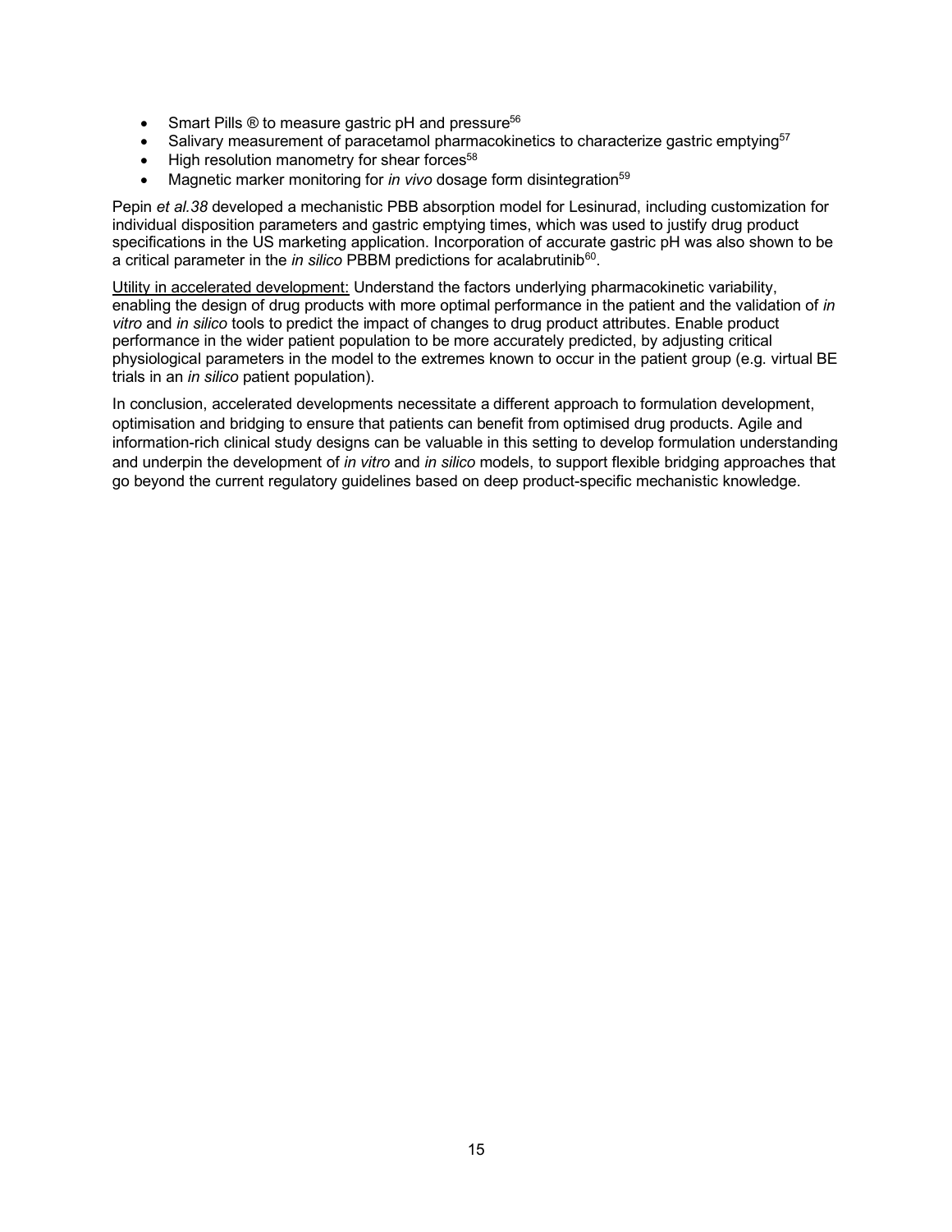- Smart Pills ® to measure gastric pH and pressure[56]
- Salivary measurement of paracetamol pharmacokinetics to characterize gastric emptying[57]
- High resolution manometry for shear forces[58]
- Magnetic marker monitoring for *in vivo* dosage form disintegration[59]

Pepin *et al.38* developed a mechanistic PBB absorption model for Lesinurad, including customization for individual disposition parameters and gastric emptying times, which was used to justify drug product specifications in the US marketing application. Incorporation of accurate gastric pH was also shown to be a critical parameter in the *in silico* PBBM predictions for acalabrutinib[60].

Utility in accelerated development: Understand the factors underlying pharmacokinetic variability, enabling the design of drug products with more optimal performance in the patient and the validation of *in vitro* and *in silico* tools to predict the impact of changes to drug product attributes. Enable product performance in the wider patient population to be more accurately predicted, by adjusting critical physiological parameters in the model to the extremes known to occur in the patient group (e.g. virtual BE trials in an *in silico* patient population).

In conclusion, accelerated developments necessitate a different approach to formulation development, optimisation and bridging to ensure that patients can benefit from optimised drug products. Agile and information-rich clinical study designs can be valuable in this setting to develop formulation understanding and underpin the development of *in vitro* and *in silico* models, to support flexible bridging approaches that go beyond the current regulatory guidelines based on deep product-specific mechanistic knowledge.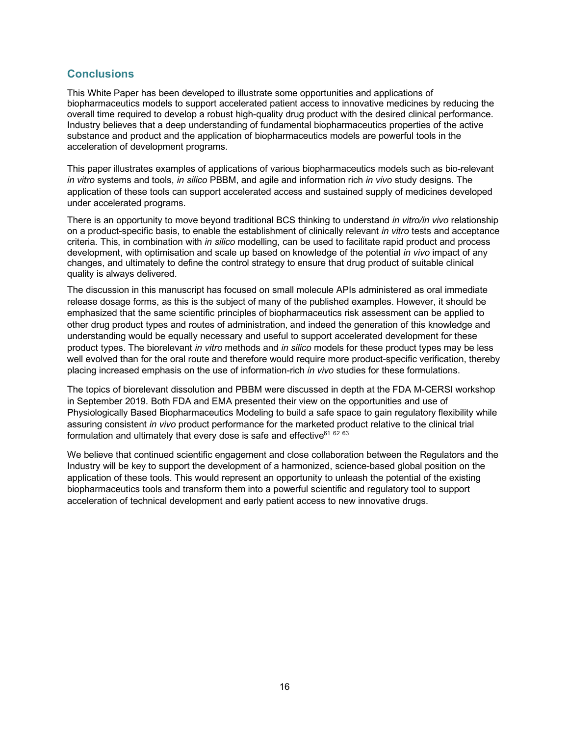## Conclusions

This White Paper has been developed to illustrate some opportunities and applications of biopharmaceutics models to support accelerated patient access to innovative medicines by reducing the overall time required to develop a robust high-quality drug product with the desired clinical performance. Industry believes that a deep understanding of fundamental biopharmaceutics properties of the active substance and product and the application of biopharmaceutics models are powerful tools in the acceleration of development programs.

This paper illustrates examples of applications of various biopharmaceutics models such as bio-relevant *in vitro* systems and tools, *in silico* PBBM, and agile and information rich *in vivo* study designs. The application of these tools can support accelerated access and sustained supply of medicines developed under accelerated programs.

There is an opportunity to move beyond traditional BCS thinking to understand *in vitro/in vivo* relationship on a product-specific basis, to enable the establishment of clinically relevant *in vitro* tests and acceptance criteria. This, in combination with *in silico* modelling, can be used to facilitate rapid product and process development, with optimisation and scale up based on knowledge of the potential *in vivo* impact of any changes, and ultimately to define the control strategy to ensure that drug product of suitable clinical quality is always delivered.

The discussion in this manuscript has focused on small molecule APIs administered as oral immediate release dosage forms, as this is the subject of many of the published examples. However, it should be emphasized that the same scientific principles of biopharmaceutics risk assessment can be applied to other drug product types and routes of administration, and indeed the generation of this knowledge and understanding would be equally necessary and useful to support accelerated development for these product types. The biorelevant *in vitro* methods and *in silico* models for these product types may be less well evolved than for the oral route and therefore would require more product-specific verification, thereby placing increased emphasis on the use of information-rich *in vivo* studies for these formulations.

The topics of biorelevant dissolution and PBBM were discussed in depth at the FDA M-CERSI workshop in September 2019. Both FDA and EMA presented their view on the opportunities and use of Physiologically Based Biopharmaceutics Modeling to build a safe space to gain regulatory flexibility while assuring consistent *in vivo* product performance for the marketed product relative to the clinical trial formulation and ultimately that every dose is safe and effective[61 62 63]

We believe that continued scientific engagement and close collaboration between the Regulators and the Industry will be key to support the development of a harmonized, science-based global position on the application of these tools. This would represent an opportunity to unleash the potential of the existing biopharmaceutics tools and transform them into a powerful scientific and regulatory tool to support acceleration of technical development and early patient access to new innovative drugs.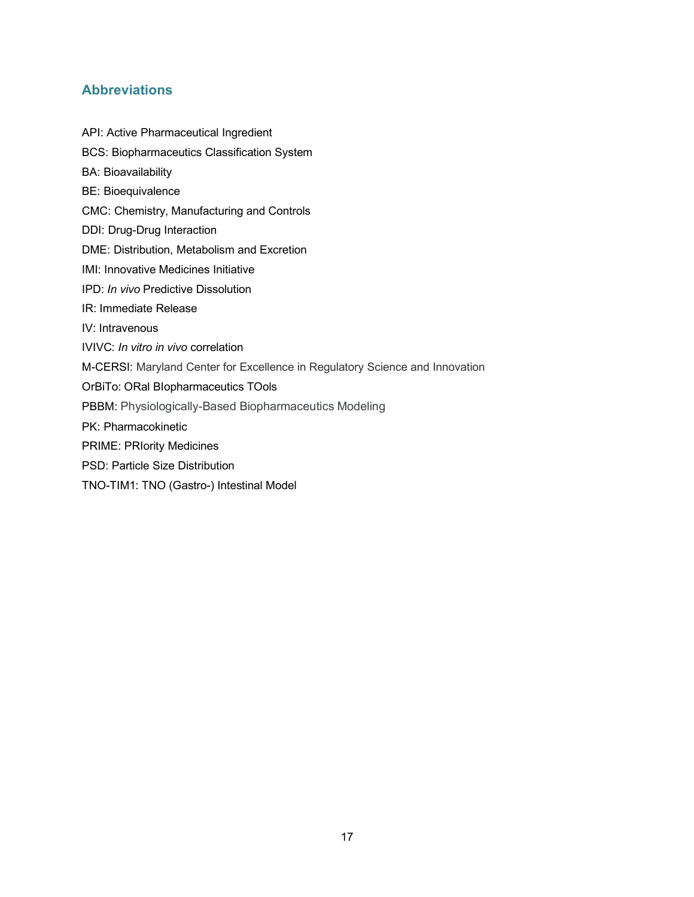## Abbreviations

API: Active Pharmaceutical Ingredient

BCS: Biopharmaceutics Classification System

BA: Bioavailability

BE: Bioequivalence

CMC: Chemistry, Manufacturing and Controls

DDI: Drug-Drug Interaction

DME: Distribution, Metabolism and Excretion

IMI: Innovative Medicines Initiative

IPD: *In vivo* Predictive Dissolution

IR: Immediate Release

IV: Intravenous

IVIVC: *In vitro in vivo* correlation

M-CERSI: Maryland Center for Excellence in Regulatory Science and Innovation

OrBiTo: ORal BIopharmaceutics TOols

PBBM: Physiologically-Based Biopharmaceutics Modeling

PK: Pharmacokinetic

PRIME: PRIority Medicines

PSD: Particle Size Distribution

TNO-TIM1: TNO (Gastro-) Intestinal Model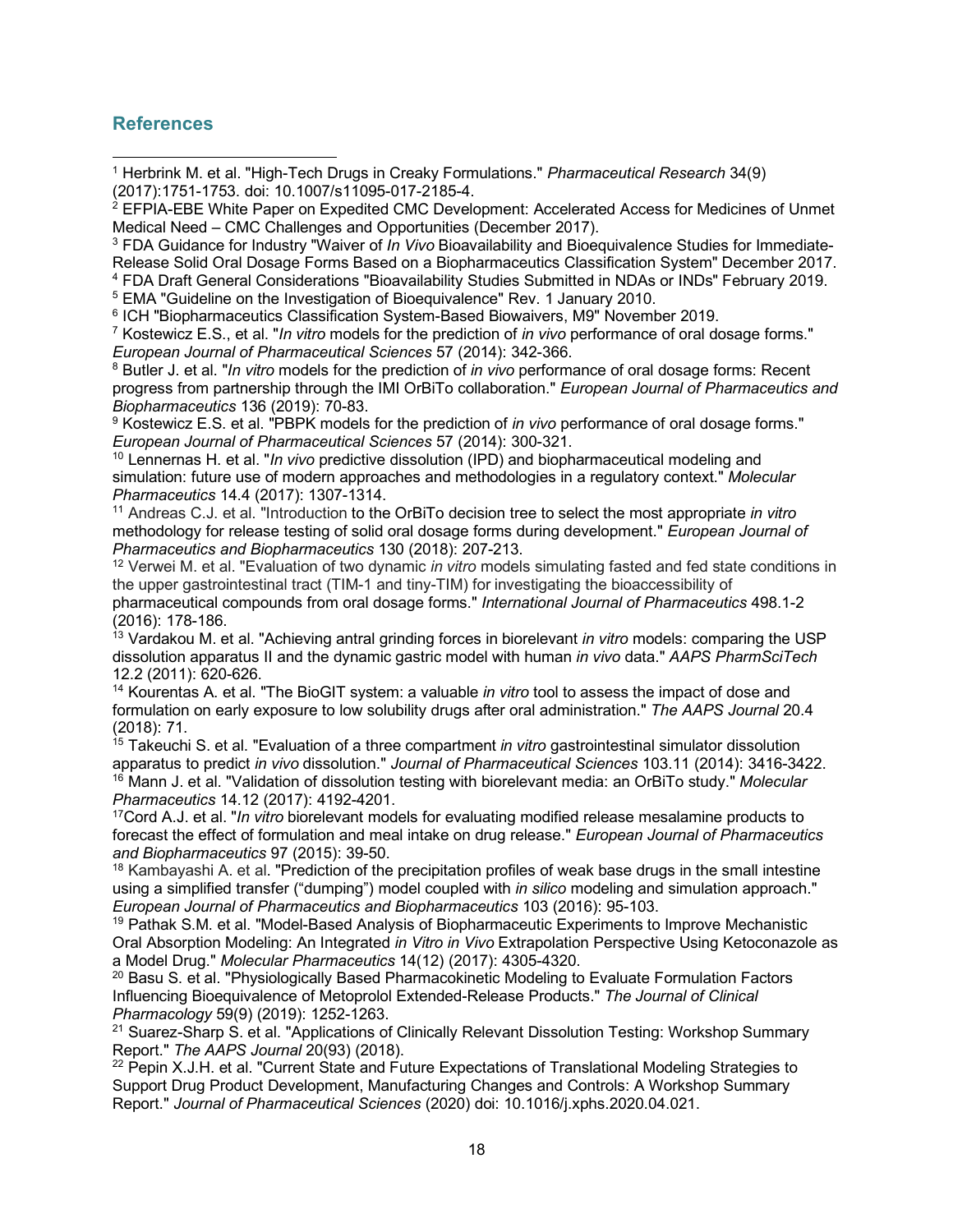## References

[1] Herbrink M. et al. "High-Tech Drugs in Creaky Formulations." *Pharmaceutical Research* 34(9) (2017):1751-1753. doi: 10.1007/s11095-017-2185-4.

[2] EFPIA-EBE White Paper on Expedited CMC Development: Accelerated Access for Medicines of Unmet Medical Need – CMC Challenges and Opportunities (December 2017).

[3] FDA Guidance for Industry "Waiver of *In Vivo* Bioavailability and Bioequivalence Studies for Immediate-Release Solid Oral Dosage Forms Based on a Biopharmaceutics Classification System" December 2017.

[4] FDA Draft General Considerations "Bioavailability Studies Submitted in NDAs or INDs" February 2019.

[5] EMA "Guideline on the Investigation of Bioequivalence" Rev. 1 January 2010.

[6] ICH "Biopharmaceutics Classification System-Based Biowaivers, M9" November 2019.

[7] Kostewicz E.S., et al. "*In vitro* models for the prediction of *in vivo* performance of oral dosage forms." *European Journal of Pharmaceutical Sciences* 57 (2014): 342-366.

[8] Butler J. et al. "*In vitro* models for the prediction of *in vivo* performance of oral dosage forms: Recent progress from partnership through the IMI OrBiTo collaboration." *European Journal of Pharmaceutics and Biopharmaceutics* 136 (2019): 70-83.

[9] Kostewicz E.S. et al. "PBPK models for the prediction of *in vivo* performance of oral dosage forms." *European Journal of Pharmaceutical Sciences* 57 (2014): 300-321.

[10] Lennernas H. et al. "*In vivo* predictive dissolution (IPD) and biopharmaceutical modeling and simulation: future use of modern approaches and methodologies in a regulatory context." *Molecular Pharmaceutics* 14.4 (2017): 1307-1314.

[11] Andreas C.J. et al. "Introduction to the OrBiTo decision tree to select the most appropriate *in vitro* methodology for release testing of solid oral dosage forms during development." *European Journal of Pharmaceutics and Biopharmaceutics* 130 (2018): 207-213.

[12] Verwei M. et al. "Evaluation of two dynamic *in vitro* models simulating fasted and fed state conditions in the upper gastrointestinal tract (TIM-1 and tiny-TIM) for investigating the bioaccessibility of pharmaceutical compounds from oral dosage forms." *International Journal of Pharmaceutics* 498.1-2 (2016): 178-186.

[13] Vardakou M. et al. "Achieving antral grinding forces in biorelevant *in vitro* models: comparing the USP dissolution apparatus II and the dynamic gastric model with human *in vivo* data." *AAPS PharmSciTech* 12.2 (2011): 620-626.

[14] Kourentas A. et al. "The BioGIT system: a valuable *in vitro* tool to assess the impact of dose and formulation on early exposure to low solubility drugs after oral administration." *The AAPS Journal* 20.4 (2018): 71.

[15] Takeuchi S. et al. "Evaluation of a three compartment *in vitro* gastrointestinal simulator dissolution apparatus to predict *in vivo* dissolution." *Journal of Pharmaceutical Sciences* 103.11 (2014): 3416-3422.

[16] Mann J. et al. "Validation of dissolution testing with biorelevant media: an OrBiTo study." *Molecular Pharmaceutics* 14.12 (2017): 4192-4201.

[17] Cord A.J. et al. "*In vitro* biorelevant models for evaluating modified release mesalamine products to forecast the effect of formulation and meal intake on drug release." *European Journal of Pharmaceutics and Biopharmaceutics* 97 (2015): 39-50.

[18] Kambayashi A. et al. "Prediction of the precipitation profiles of weak base drugs in the small intestine using a simplified transfer ("dumping") model coupled with *in silico* modeling and simulation approach." *European Journal of Pharmaceutics and Biopharmaceutics* 103 (2016): 95-103.

[19] Pathak S.M. et al. "Model-Based Analysis of Biopharmaceutic Experiments to Improve Mechanistic Oral Absorption Modeling: An Integrated *in Vitro in Vivo* Extrapolation Perspective Using Ketoconazole as a Model Drug." *Molecular Pharmaceutics* 14(12) (2017): 4305-4320.

[20] Basu S. et al. "Physiologically Based Pharmacokinetic Modeling to Evaluate Formulation Factors Influencing Bioequivalence of Metoprolol Extended-Release Products." *The Journal of Clinical Pharmacology* 59(9) (2019): 1252-1263.

[21] Suarez-Sharp S. et al. "Applications of Clinically Relevant Dissolution Testing: Workshop Summary Report." *The AAPS Journal* 20(93) (2018).

[22] Pepin X.J.H. et al. "Current State and Future Expectations of Translational Modeling Strategies to Support Drug Product Development, Manufacturing Changes and Controls: A Workshop Summary Report." *Journal of Pharmaceutical Sciences* (2020) doi: 10.1016/j.xphs.2020.04.021.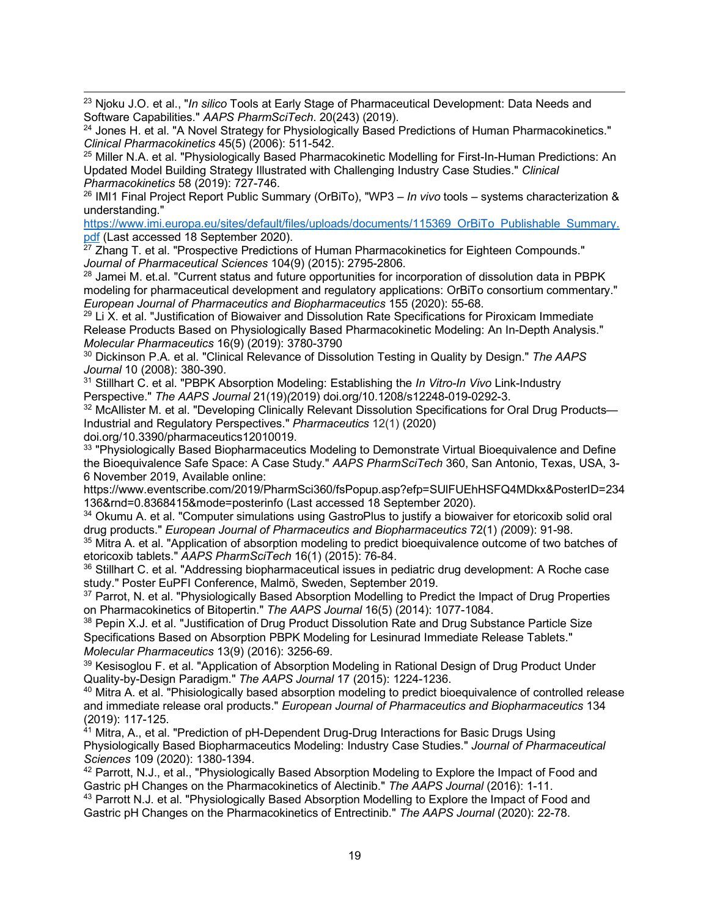[23] Njoku J.O. et al., "*In silico* Tools at Early Stage of Pharmaceutical Development: Data Needs and Software Capabilities." *AAPS PharmSciTech*. 20(243) (2019).

[24] Jones H. et al. "A Novel Strategy for Physiologically Based Predictions of Human Pharmacokinetics." *Clinical Pharmacokinetics* 45(5) (2006): 511-542.

[25] Miller N.A. et al. "Physiologically Based Pharmacokinetic Modelling for First-In-Human Predictions: An Updated Model Building Strategy Illustrated with Challenging Industry Case Studies." *Clinical Pharmacokinetics* 58 (2019): 727-746.

[26] IMI1 Final Project Report Public Summary (OrBiTo), "WP3 – *In vivo* tools – systems characterization & understanding." https://www.imi.europa.eu/sites/default/files/uploads/documents/115369_OrBiTo_Publishable_Summary.pdf (Last accessed 18 September 2020).

[27] Zhang T. et al. "Prospective Predictions of Human Pharmacokinetics for Eighteen Compounds." *Journal of Pharmaceutical Sciences* 104(9) (2015): 2795-2806.

[28] Jamei M. et.al. "Current status and future opportunities for incorporation of dissolution data in PBPK modeling for pharmaceutical development and regulatory applications: OrBiTo consortium commentary." *European Journal of Pharmaceutics and Biopharmaceutics* 155 (2020): 55-68.

[29] Li X. et al. "Justification of Biowaiver and Dissolution Rate Specifications for Piroxicam Immediate Release Products Based on Physiologically Based Pharmacokinetic Modeling: An In-Depth Analysis." *Molecular Pharmaceutics* 16(9) (2019): 3780-3790

[30] Dickinson P.A. et al. "Clinical Relevance of Dissolution Testing in Quality by Design." *The AAPS Journal* 10 (2008): 380-390.

[31] Stillhart C. et al. "PBPK Absorption Modeling: Establishing the *In Vitro-In Vivo* Link-Industry Perspective." *The AAPS Journal* 21(19)*(*2019) doi.org/10.1208/s12248-019-0292-3.

[32] McAllister M. et al. "Developing Clinically Relevant Dissolution Specifications for Oral Drug Products—Industrial and Regulatory Perspectives." *Pharmaceutics* 12(1) (2020) doi.org/10.3390/pharmaceutics12010019.

[33] "Physiologically Based Biopharmaceutics Modeling to Demonstrate Virtual Bioequivalence and Define the Bioequivalence Safe Space: A Case Study." *AAPS PharmSciTech* 360, San Antonio, Texas, USA, 3-6 November 2019, Available online: https://www.eventscribe.com/2019/PharmSci360/fsPopup.asp?efp=SUlFUEhHSFQ4MDkx&PosterID=234136&rnd=0.8368415&mode=posterinfo (Last accessed 18 September 2020).

[34] Okumu A. et al. "Computer simulations using GastroPlus to justify a biowaiver for etoricoxib solid oral drug products." *European Journal of Pharmaceutics and Biopharmaceutics* 72(1) *(*2009): 91-98.

[35] Mitra A. et al. "Application of absorption modeling to predict bioequivalence outcome of two batches of etoricoxib tablets." *AAPS PharmSciTech* 16(1) (2015): 76-84.

[36] Stillhart C. et al. "Addressing biopharmaceutical issues in pediatric drug development: A Roche case study." Poster EuPFI Conference, Malmö, Sweden, September 2019.

[37] Parrot, N. et al. "Physiologically Based Absorption Modelling to Predict the Impact of Drug Properties on Pharmacokinetics of Bitopertin." *The AAPS Journal* 16(5) (2014): 1077-1084.

[38] Pepin X.J. et al. "Justification of Drug Product Dissolution Rate and Drug Substance Particle Size Specifications Based on Absorption PBPK Modeling for Lesinurad Immediate Release Tablets." *Molecular Pharmaceutics* 13(9) (2016): 3256-69.

[39] Kesisoglou F. et al. "Application of Absorption Modeling in Rational Design of Drug Product Under Quality-by-Design Paradigm." *The AAPS Journal* 17 (2015): 1224-1236.

[40] Mitra A. et al. "Phisiologically based absorption modeling to predict bioequivalence of controlled release and immediate release oral products." *European Journal of Pharmaceutics and Biopharmaceutics* 134 (2019): 117-125.

[41] Mitra, A., et al. "Prediction of pH-Dependent Drug-Drug Interactions for Basic Drugs Using Physiologically Based Biopharmaceutics Modeling: Industry Case Studies." *Journal of Pharmaceutical Sciences* 109 (2020): 1380-1394.

[42] Parrott, N.J., et al., "Physiologically Based Absorption Modeling to Explore the Impact of Food and Gastric pH Changes on the Pharmacokinetics of Alectinib." *The AAPS Journal* (2016): 1-11.

[43] Parrott N.J. et al. "Physiologically Based Absorption Modelling to Explore the Impact of Food and Gastric pH Changes on the Pharmacokinetics of Entrectinib." *The AAPS Journal* (2020): 22-78.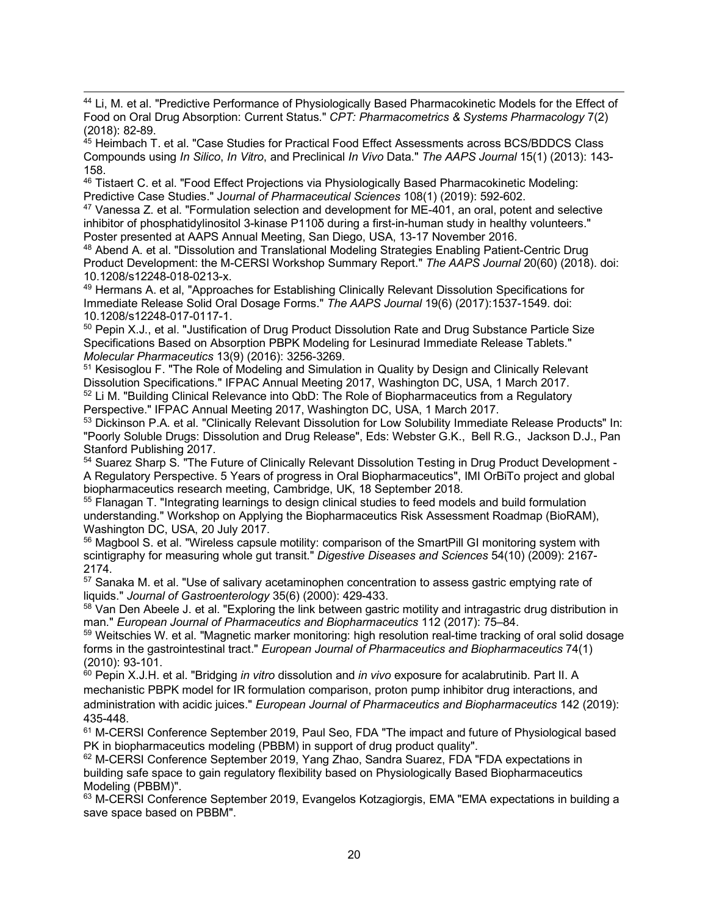[44] Li, M. et al. "Predictive Performance of Physiologically Based Pharmacokinetic Models for the Effect of Food on Oral Drug Absorption: Current Status." *CPT: Pharmacometrics & Systems Pharmacology* 7(2) (2018): 82-89.

[45] Heimbach T. et al. "Case Studies for Practical Food Effect Assessments across BCS/BDDCS Class Compounds using *In Silico*, *In Vitro*, and Preclinical *In Vivo* Data." *The AAPS Journal* 15(1) (2013): 143-158.

[46] Tistaert C. et al. "Food Effect Projections via Physiologically Based Pharmacokinetic Modeling: Predictive Case Studies." *Journal of Pharmaceutical Sciences* 108(1) (2019): 592-602.

[47] Vanessa Z. et al. "Formulation selection and development for ME-401, an oral, potent and selective inhibitor of phosphatidylinositol 3-kinase P110δ during a first-in-human study in healthy volunteers." Poster presented at AAPS Annual Meeting, San Diego, USA, 13-17 November 2016.

[48] Abend A. et al. "Dissolution and Translational Modeling Strategies Enabling Patient-Centric Drug Product Development: the M-CERSI Workshop Summary Report." *The AAPS Journal* 20(60) (2018). doi: 10.1208/s12248-018-0213-x.

[49] Hermans A. et al, "Approaches for Establishing Clinically Relevant Dissolution Specifications for Immediate Release Solid Oral Dosage Forms." *The AAPS Journal* 19(6) (2017):1537-1549. doi: 10.1208/s12248-017-0117-1.

[50] Pepin X.J., et al. "Justification of Drug Product Dissolution Rate and Drug Substance Particle Size Specifications Based on Absorption PBPK Modeling for Lesinurad Immediate Release Tablets." *Molecular Pharmaceutics* 13(9) (2016): 3256-3269.

[51] Kesisoglou F. "The Role of Modeling and Simulation in Quality by Design and Clinically Relevant Dissolution Specifications." IFPAC Annual Meeting 2017, Washington DC, USA, 1 March 2017.

[52] Li M. "Building Clinical Relevance into QbD: The Role of Biopharmaceutics from a Regulatory Perspective." IFPAC Annual Meeting 2017, Washington DC, USA, 1 March 2017.

[53] Dickinson P.A. et al. "Clinically Relevant Dissolution for Low Solubility Immediate Release Products" In: "Poorly Soluble Drugs: Dissolution and Drug Release", Eds: Webster G.K., Bell R.G., Jackson D.J., Pan Stanford Publishing 2017.

[54] Suarez Sharp S. "The Future of Clinically Relevant Dissolution Testing in Drug Product Development - A Regulatory Perspective. 5 Years of progress in Oral Biopharmaceutics", IMI OrBiTo project and global biopharmaceutics research meeting, Cambridge, UK, 18 September 2018.

[55] Flanagan T. "Integrating learnings to design clinical studies to feed models and build formulation understanding." Workshop on Applying the Biopharmaceutics Risk Assessment Roadmap (BioRAM), Washington DC, USA, 20 July 2017.

[56] Magbool S. et al. "Wireless capsule motility: comparison of the SmartPill GI monitoring system with scintigraphy for measuring whole gut transit." *Digestive Diseases and Sciences* 54(10) (2009): 2167-2174.

[57] Sanaka M. et al. "Use of salivary acetaminophen concentration to assess gastric emptying rate of liquids." *Journal of Gastroenterology* 35(6) (2000): 429-433.

[58] Van Den Abeele J. et al. "Exploring the link between gastric motility and intragastric drug distribution in man." *European Journal of Pharmaceutics and Biopharmaceutics* 112 (2017): 75–84.

[59] Weitschies W. et al. "Magnetic marker monitoring: high resolution real-time tracking of oral solid dosage forms in the gastrointestinal tract." *European Journal of Pharmaceutics and Biopharmaceutics* 74(1) (2010): 93-101.

[60] Pepin X.J.H. et al. "Bridging *in vitro* dissolution and *in vivo* exposure for acalabrutinib. Part II. A mechanistic PBPK model for IR formulation comparison, proton pump inhibitor drug interactions, and administration with acidic juices." *European Journal of Pharmaceutics and Biopharmaceutics* 142 (2019): 435-448.

[61] M-CERSI Conference September 2019, Paul Seo, FDA "The impact and future of Physiological based PK in biopharmaceutics modeling (PBBM) in support of drug product quality".

[62] M-CERSI Conference September 2019, Yang Zhao, Sandra Suarez, FDA "FDA expectations in building safe space to gain regulatory flexibility based on Physiologically Based Biopharmaceutics Modeling (PBBM)".

[63] M-CERSI Conference September 2019, Evangelos Kotzagiorgis, EMA "EMA expectations in building a save space based on PBBM".